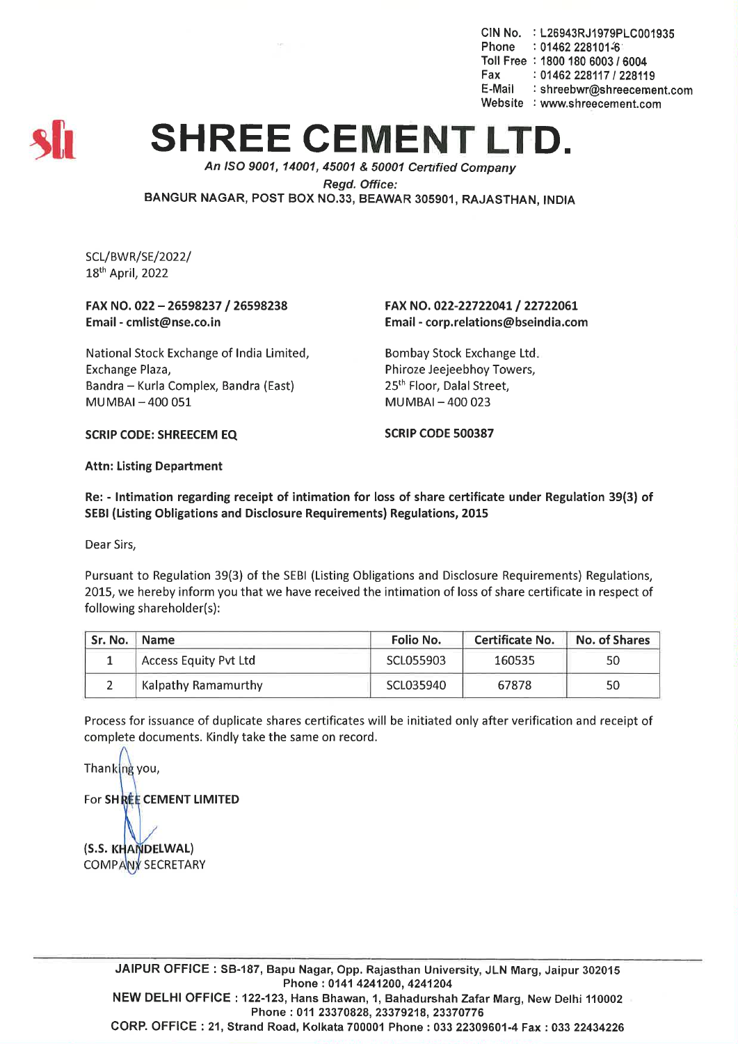CIN No. : L26943RJ1979PLC001935
Phone : 01462 228101-6
Toll Free : 1800 180 6003 / 6004
Fax : 01462 228117 / 228119
E-Mail : shreebwr@shreecement.com
Website : www.shreecement.com

# SHREE CEMENT LTD.

*An ISO 9001, 14001, 45001 & 50001 Certified Company*

*Regd. Office:*

BANGUR NAGAR, POST BOX NO.33, BEAWAR 305901, RAJASTHAN, INDIA

SCL/BWR/SE/2022/
18th April, 2022

**FAX NO. 022 – 26598237 / 26598238**
**Email - cmlist@nse.co.in**

National Stock Exchange of India Limited,
Exchange Plaza,
Bandra – Kurla Complex, Bandra (East)
MUMBAI – 400 051

**SCRIP CODE: SHREECEM EQ**

**FAX NO. 022-22722041 / 22722061**
**Email - corp.relations@bseindia.com**

Bombay Stock Exchange Ltd.
Phiroze Jeejeebhoy Towers,
25th Floor, Dalal Street,
MUMBAI – 400 023

**SCRIP CODE 500387**

**Attn: Listing Department**

**Re: - Intimation regarding receipt of intimation for loss of share certificate under Regulation 39(3) of SEBI (Listing Obligations and Disclosure Requirements) Regulations, 2015**

Dear Sirs,

Pursuant to Regulation 39(3) of the SEBI (Listing Obligations and Disclosure Requirements) Regulations, 2015, we hereby inform you that we have received the intimation of loss of share certificate in respect of following shareholder(s):

| Sr. No. | Name | Folio No. | Certificate No. | No. of Shares |
|---|---|---|---|---|
| 1 | Access Equity Pvt Ltd | SCL055903 | 160535 | 50 |
| 2 | Kalpathy Ramamurthy | SCL035940 | 67878 | 50 |

Process for issuance of duplicate shares certificates will be initiated only after verification and receipt of complete documents. Kindly take the same on record.

Thanking you,

For **SHREE CEMENT LIMITED**

**(S.S. KHANDELWAL)**
COMPANY SECRETARY

**JAIPUR OFFICE :** SB-187, Bapu Nagar, Opp. Rajasthan University, JLN Marg, Jaipur 302015
Phone : 0141 4241200, 4241204
**NEW DELHI OFFICE :** 122-123, Hans Bhawan, 1, Bahadurshah Zafar Marg, New Delhi 110002
Phone : 011 23370828, 23379218, 23370776
**CORP. OFFICE :** 21, Strand Road, Kolkata 700001 Phone : 033 22309601-4 Fax : 033 22434226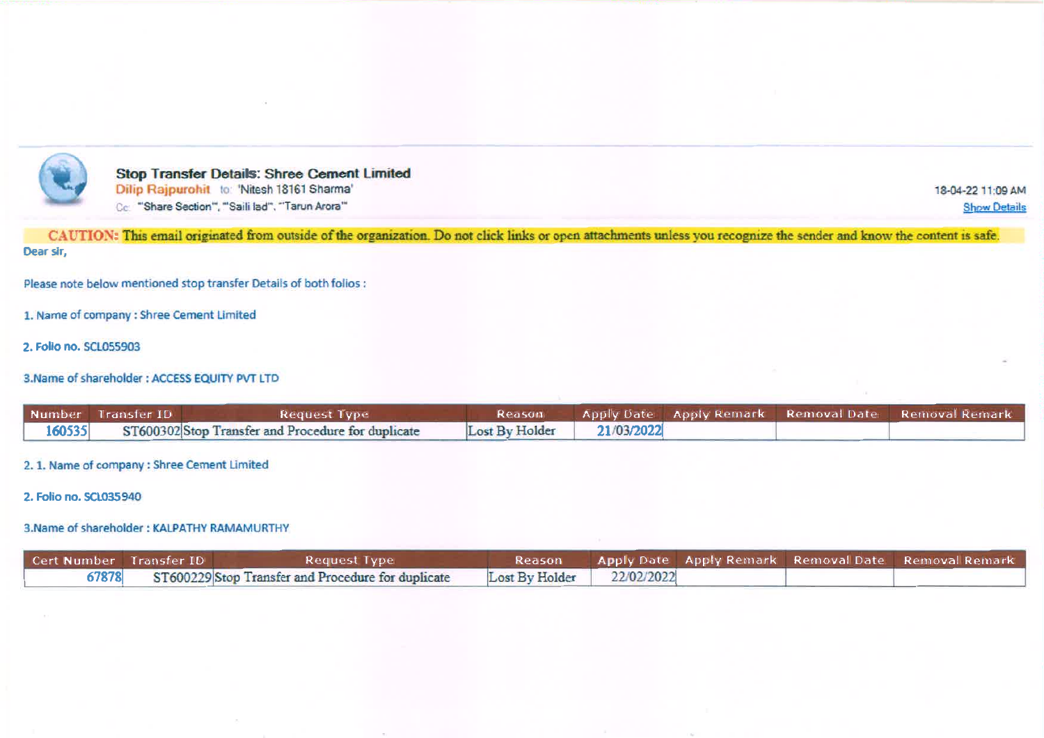**Stop Transfer Details: Shree Cement Limited**

Dilip Rajpurohit to: 'Nitesh 18161 Sharma'

Cc: "'Share Section'", "'Saili lad'", "'Tarun Arora'"

18-04-22 11:09 AM

Show Details

CAUTION: This email originated from outside of the organization. Do not click links or open attachments unless you recognize the sender and know the content is safe.

Dear sir,

Please note below mentioned stop transfer Details of both folios :

1. Name of company : Shree Cement Limited

2. Folio no. SCL055903

3.Name of shareholder : ACCESS EQUITY PVT LTD

| Number | Transfer ID | Request Type | Reason | Apply Date | Apply Remark | Removal Date | Removal Remark |
|---|---|---|---|---|---|---|---|
| 160535 | ST600302 | Stop Transfer and Procedure for duplicate | Lost By Holder | 21/03/2022 | | | |

2. 1. Name of company : Shree Cement Limited

2. Folio no. SCL035940

3.Name of shareholder : KALPATHY RAMAMURTHY

| Cert Number | Transfer ID | Request Type | Reason | Apply Date | Apply Remark | Removal Date | Removal Remark |
|---|---|---|---|---|---|---|---|
| 67878 | ST600229 | Stop Transfer and Procedure for duplicate | Lost By Holder | 22/02/2022 | | | |